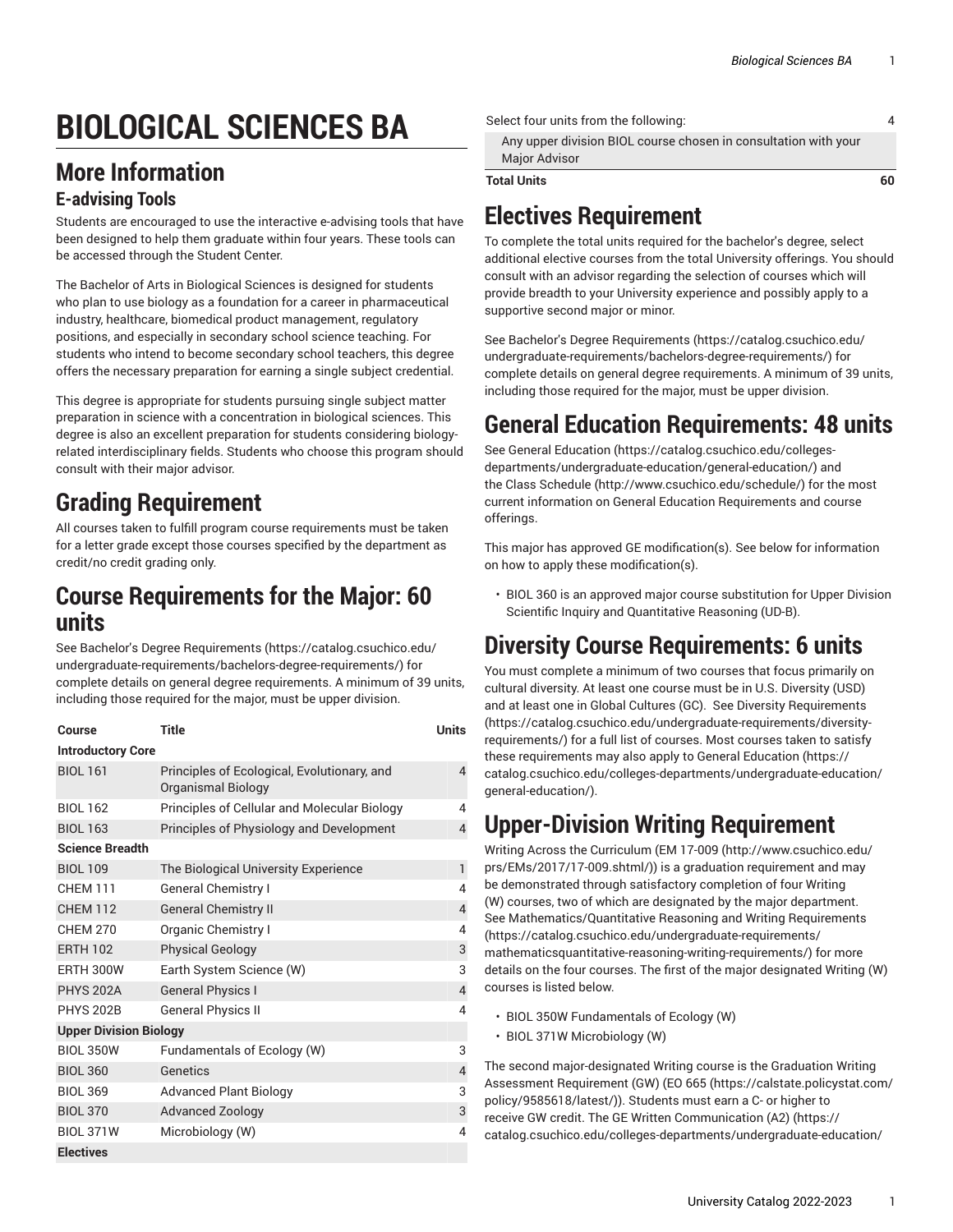# BIOLOGICAL SCIENCES BA

## More Information

### E-advising Tools

Students are encouraged to use the interactive e-advising tools that have been designed to help them graduate within four years. These tools can be accessed through the Student Center.

The Bachelor of Arts in Biological Sciences is designed for students who plan to use biology as a foundation for a career in pharmaceutical industry, healthcare, biomedical product management, regulatory positions, and especially in secondary school science teaching. For students who intend to become secondary school teachers, this degree offers the necessary preparation for earning a single subject credential.

This degree is appropriate for students pursuing single subject matter preparation in science with a concentration in biological sciences. This degree is also an excellent preparation for students considering biology-related interdisciplinary fields. Students who choose this program should consult with their major advisor.

## Grading Requirement

All courses taken to fulfill program course requirements must be taken for a letter grade except those courses specified by the department as credit/no credit grading only.

## Course Requirements for the Major: 60 units

See Bachelor's Degree Requirements (https://catalog.csuchico.edu/undergraduate-requirements/bachelors-degree-requirements/) for complete details on general degree requirements. A minimum of 39 units, including those required for the major, must be upper division.

| Course | Title | Units |
|---|---|---|
| **Introductory Core** | | |
| BIOL 161 | Principles of Ecological, Evolutionary, and Organismal Biology | 4 |
| BIOL 162 | Principles of Cellular and Molecular Biology | 4 |
| BIOL 163 | Principles of Physiology and Development | 4 |
| **Science Breadth** | | |
| BIOL 109 | The Biological University Experience | 1 |
| CHEM 111 | General Chemistry I | 4 |
| CHEM 112 | General Chemistry II | 4 |
| CHEM 270 | Organic Chemistry I | 4 |
| ERTH 102 | Physical Geology | 3 |
| ERTH 300W | Earth System Science (W) | 3 |
| PHYS 202A | General Physics I | 4 |
| PHYS 202B | General Physics II | 4 |
| **Upper Division Biology** | | |
| BIOL 350W | Fundamentals of Ecology (W) | 3 |
| BIOL 360 | Genetics | 4 |
| BIOL 369 | Advanced Plant Biology | 3 |
| BIOL 370 | Advanced Zoology | 3 |
| BIOL 371W | Microbiology (W) | 4 |
| **Electives** | | |
| Select four units from the following: | | 4 |
| Any upper division BIOL course chosen in consultation with your Major Advisor | | |
| **Total Units** | | **60** |

## Electives Requirement

To complete the total units required for the bachelor's degree, select additional elective courses from the total University offerings. You should consult with an advisor regarding the selection of courses which will provide breadth to your University experience and possibly apply to a supportive second major or minor.

See Bachelor's Degree Requirements (https://catalog.csuchico.edu/undergraduate-requirements/bachelors-degree-requirements/) for complete details on general degree requirements. A minimum of 39 units, including those required for the major, must be upper division.

## General Education Requirements: 48 units

See General Education (https://catalog.csuchico.edu/colleges-departments/undergraduate-education/general-education/) and the Class Schedule (http://www.csuchico.edu/schedule/) for the most current information on General Education Requirements and course offerings.

This major has approved GE modification(s). See below for information on how to apply these modification(s).

- BIOL 360 is an approved major course substitution for Upper Division Scientific Inquiry and Quantitative Reasoning (UD-B).

## Diversity Course Requirements: 6 units

You must complete a minimum of two courses that focus primarily on cultural diversity. At least one course must be in U.S. Diversity (USD) and at least one in Global Cultures (GC). See Diversity Requirements (https://catalog.csuchico.edu/undergraduate-requirements/diversity-requirements/) for a full list of courses. Most courses taken to satisfy these requirements may also apply to General Education (https://catalog.csuchico.edu/colleges-departments/undergraduate-education/general-education/).

## Upper-Division Writing Requirement

Writing Across the Curriculum (EM 17-009 (http://www.csuchico.edu/prs/EMs/2017/17-009.shtml/)) is a graduation requirement and may be demonstrated through satisfactory completion of four Writing (W) courses, two of which are designated by the major department. See Mathematics/Quantitative Reasoning and Writing Requirements (https://catalog.csuchico.edu/undergraduate-requirements/mathematicsquantitative-reasoning-writing-requirements/) for more details on the four courses. The first of the major designated Writing (W) courses is listed below.

- BIOL 350W Fundamentals of Ecology (W)
- BIOL 371W Microbiology (W)

The second major-designated Writing course is the Graduation Writing Assessment Requirement (GW) (EO 665 (https://calstate.policystat.com/policy/9585618/latest/)). Students must earn a C- or higher to receive GW credit. The GE Written Communication (A2) (https://catalog.csuchico.edu/colleges-departments/undergraduate-education/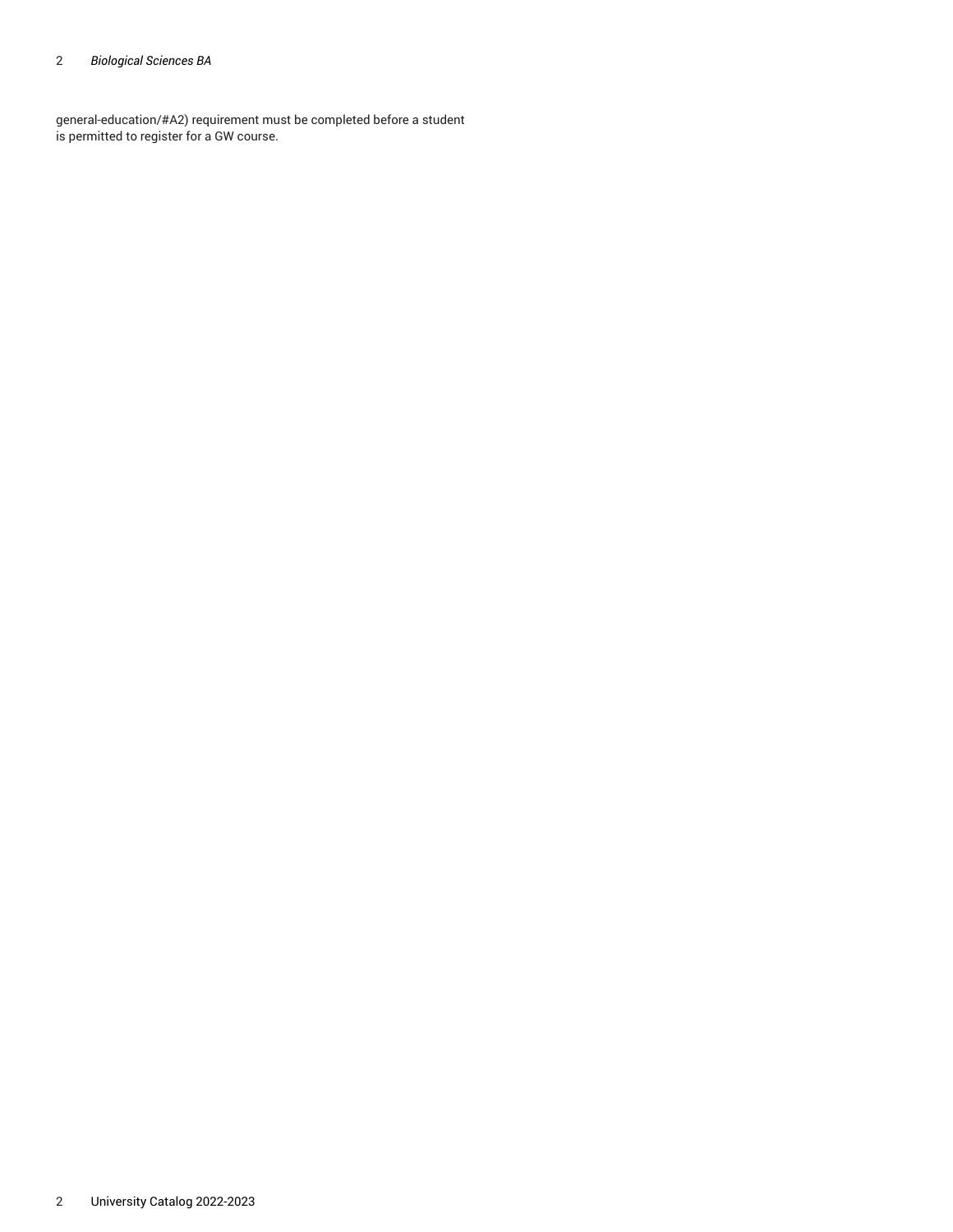general-education/#A2) requirement must be completed before a student is permitted to register for a GW course.